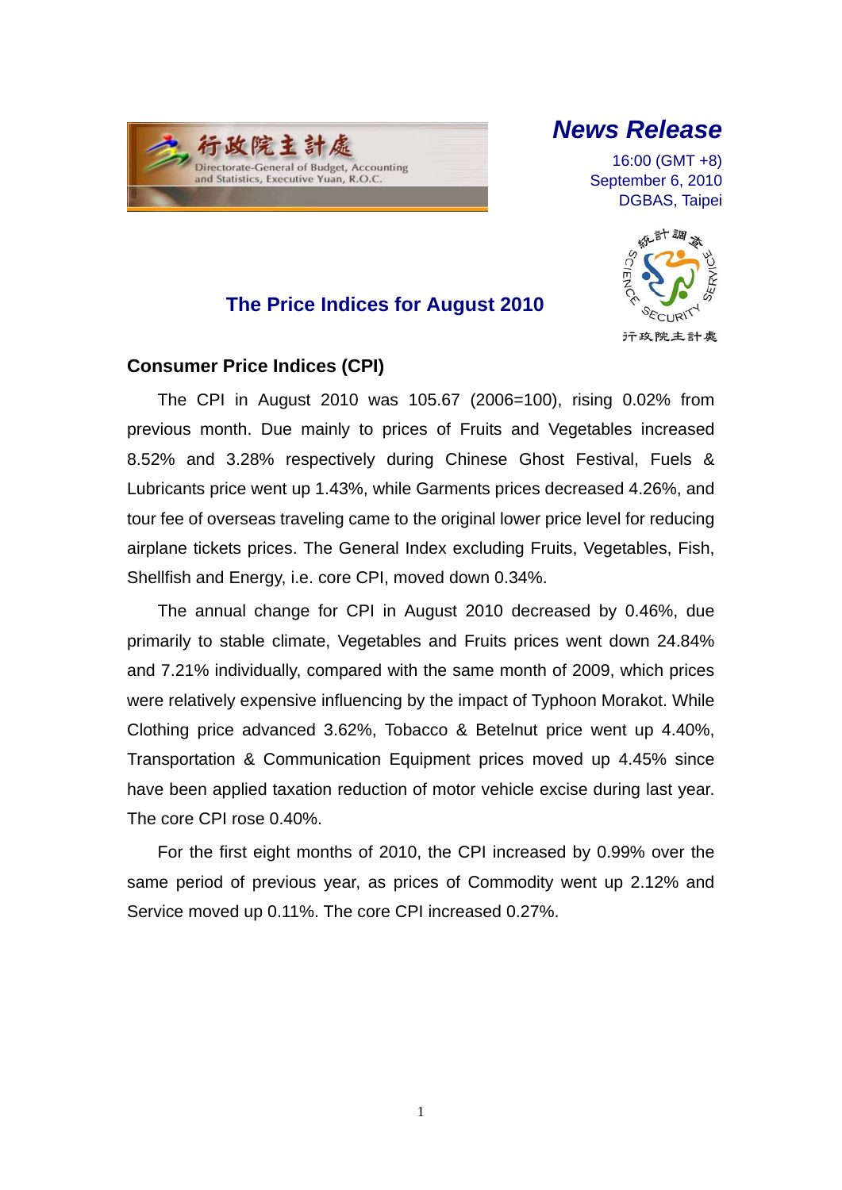行政院主計處
Directorate-General of Budget, Accounting and Statistics, Executive Yuan, R.O.C.

# *News Release*

16:00 (GMT +8)
September 6, 2010
DGBAS, Taipei

## The Price Indices for August 2010

### Consumer Price Indices (CPI)

The CPI in August 2010 was 105.67 (2006=100), rising 0.02% from previous month. Due mainly to prices of Fruits and Vegetables increased 8.52% and 3.28% respectively during Chinese Ghost Festival, Fuels & Lubricants price went up 1.43%, while Garments prices decreased 4.26%, and tour fee of overseas traveling came to the original lower price level for reducing airplane tickets prices. The General Index excluding Fruits, Vegetables, Fish, Shellfish and Energy, i.e. core CPI, moved down 0.34%.

The annual change for CPI in August 2010 decreased by 0.46%, due primarily to stable climate, Vegetables and Fruits prices went down 24.84% and 7.21% individually, compared with the same month of 2009, which prices were relatively expensive influencing by the impact of Typhoon Morakot. While Clothing price advanced 3.62%, Tobacco & Betelnut price went up 4.40%, Transportation & Communication Equipment prices moved up 4.45% since have been applied taxation reduction of motor vehicle excise during last year. The core CPI rose 0.40%.

For the first eight months of 2010, the CPI increased by 0.99% over the same period of previous year, as prices of Commodity went up 2.12% and Service moved up 0.11%. The core CPI increased 0.27%.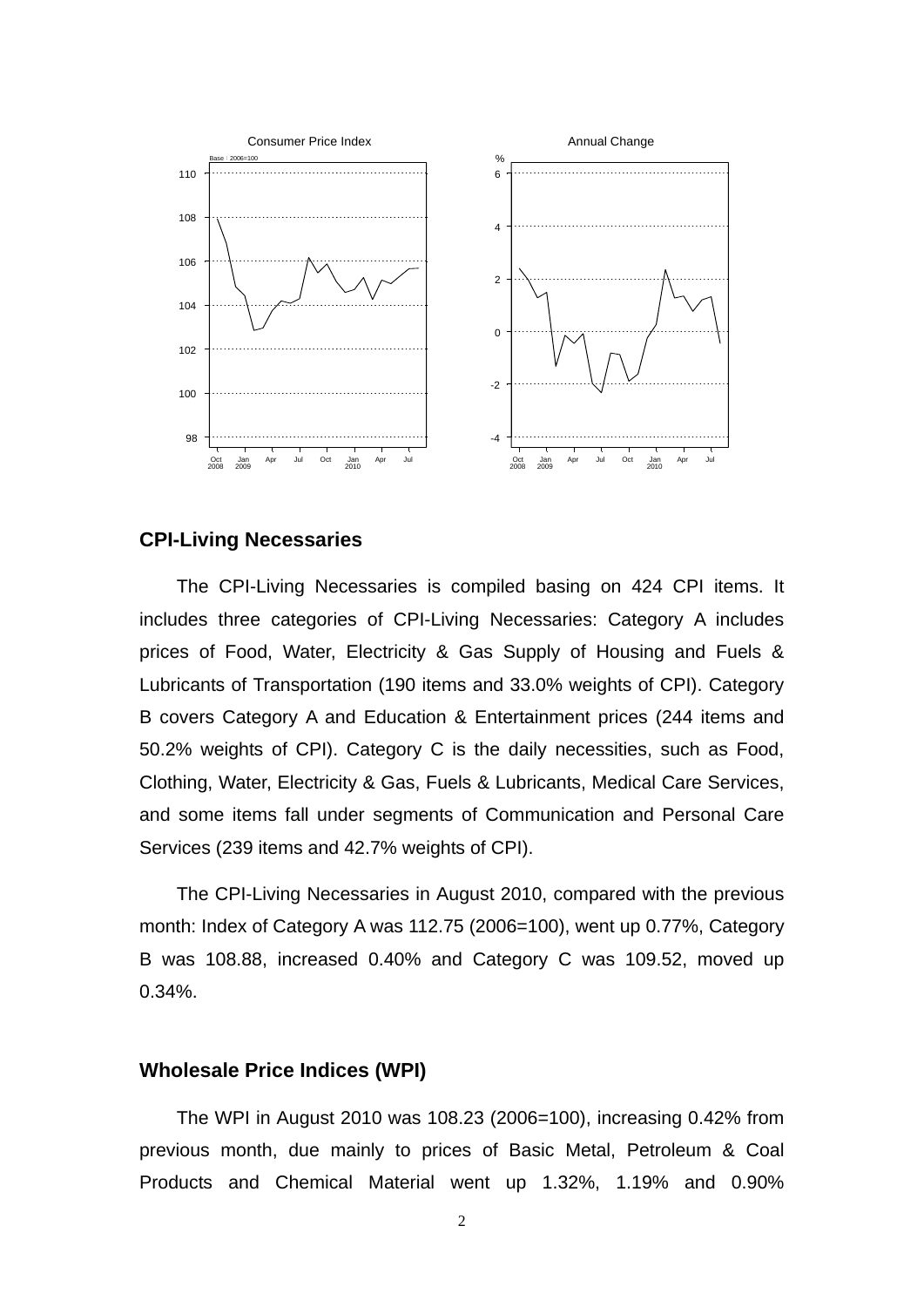## CPI-Living Necessaries

The CPI-Living Necessaries is compiled basing on 424 CPI items. It includes three categories of CPI-Living Necessaries: Category A includes prices of Food, Water, Electricity & Gas Supply of Housing and Fuels & Lubricants of Transportation (190 items and 33.0% weights of CPI). Category B covers Category A and Education & Entertainment prices (244 items and 50.2% weights of CPI). Category C is the daily necessities, such as Food, Clothing, Water, Electricity & Gas, Fuels & Lubricants, Medical Care Services, and some items fall under segments of Communication and Personal Care Services (239 items and 42.7% weights of CPI).

The CPI-Living Necessaries in August 2010, compared with the previous month: Index of Category A was 112.75 (2006=100), went up 0.77%, Category B was 108.88, increased 0.40% and Category C was 109.52, moved up 0.34%.

## Wholesale Price Indices (WPI)

The WPI in August 2010 was 108.23 (2006=100), increasing 0.42% from previous month, due mainly to prices of Basic Metal, Petroleum & Coal Products and Chemical Material went up 1.32%, 1.19% and 0.90%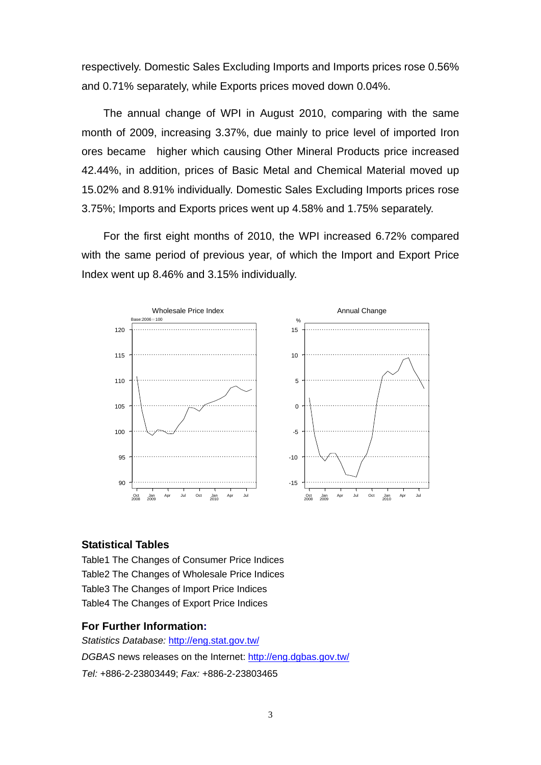respectively. Domestic Sales Excluding Imports and Imports prices rose 0.56% and 0.71% separately, while Exports prices moved down 0.04%.

The annual change of WPI in August 2010, comparing with the same month of 2009, increasing 3.37%, due mainly to price level of imported Iron ores became higher which causing Other Mineral Products price increased 42.44%, in addition, prices of Basic Metal and Chemical Material moved up 15.02% and 8.91% individually. Domestic Sales Excluding Imports prices rose 3.75%; Imports and Exports prices went up 4.58% and 1.75% separately.

For the first eight months of 2010, the WPI increased 6.72% compared with the same period of previous year, of which the Import and Export Price Index went up 8.46% and 3.15% individually.

## Statistical Tables

Table1 The Changes of Consumer Price Indices
Table2 The Changes of Wholesale Price Indices
Table3 The Changes of Import Price Indices
Table4 The Changes of Export Price Indices

## For Further Information:

*Statistics Database:* http://eng.stat.gov.tw/
*DGBAS* news releases on the Internet: http://eng.dgbas.gov.tw/
*Tel:* +886-2-23803449; *Fax:* +886-2-23803465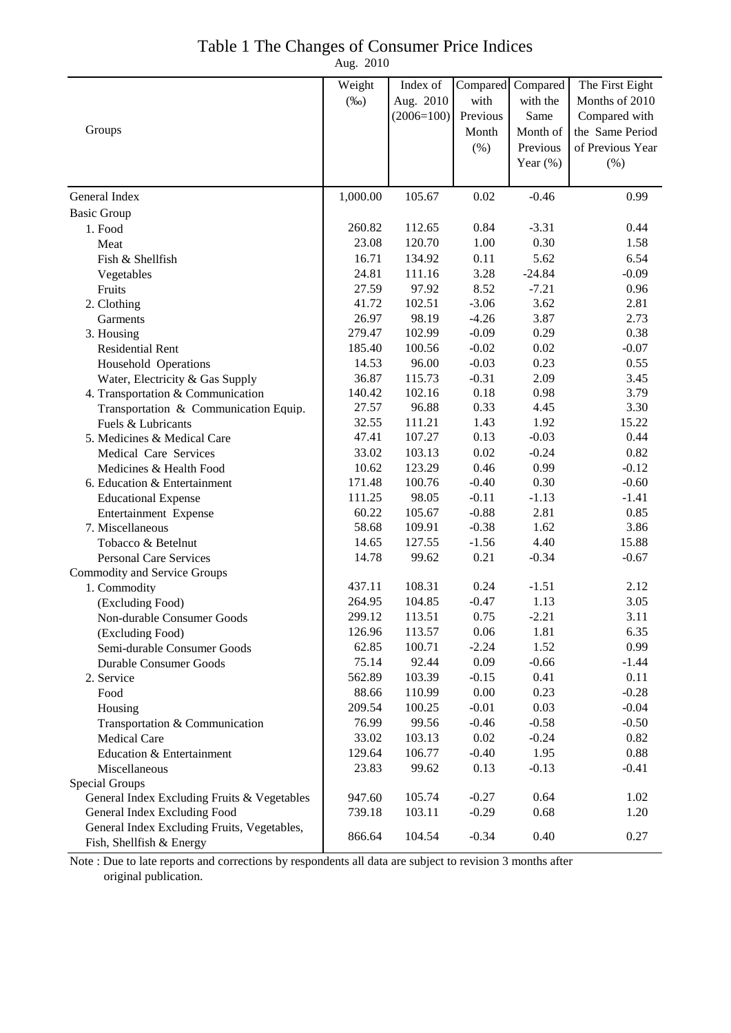# Table 1 The Changes of Consumer Price Indices

Aug. 2010

| Groups | Weight (‰) | Index of Aug. 2010 (2006=100) | Compared with Previous Month (%) | Compared with the Same Month of Previous Year (%) | The First Eight Months of 2010 Compared with the Same Period of Previous Year (%) |
|---|---|---|---|---|---|
| General Index | 1,000.00 | 105.67 | 0.02 | -0.46 | 0.99 |
| Basic Group | | | | | |
| 1. Food | 260.82 | 112.65 | 0.84 | -3.31 | 0.44 |
| Meat | 23.08 | 120.70 | 1.00 | 0.30 | 1.58 |
| Fish & Shellfish | 16.71 | 134.92 | 0.11 | 5.62 | 6.54 |
| Vegetables | 24.81 | 111.16 | 3.28 | -24.84 | -0.09 |
| Fruits | 27.59 | 97.92 | 8.52 | -7.21 | 0.96 |
| 2. Clothing | 41.72 | 102.51 | -3.06 | 3.62 | 2.81 |
| Garments | 26.97 | 98.19 | -4.26 | 3.87 | 2.73 |
| 3. Housing | 279.47 | 102.99 | -0.09 | 0.29 | 0.38 |
| Residential Rent | 185.40 | 100.56 | -0.02 | 0.02 | -0.07 |
| Household Operations | 14.53 | 96.00 | -0.03 | 0.23 | 0.55 |
| Water, Electricity & Gas Supply | 36.87 | 115.73 | -0.31 | 2.09 | 3.45 |
| 4. Transportation & Communication | 140.42 | 102.16 | 0.18 | 0.98 | 3.79 |
| Transportation & Communication Equip. | 27.57 | 96.88 | 0.33 | 4.45 | 3.30 |
| Fuels & Lubricants | 32.55 | 111.21 | 1.43 | 1.92 | 15.22 |
| 5. Medicines & Medical Care | 47.41 | 107.27 | 0.13 | -0.03 | 0.44 |
| Medical Care Services | 33.02 | 103.13 | 0.02 | -0.24 | 0.82 |
| Medicines & Health Food | 10.62 | 123.29 | 0.46 | 0.99 | -0.12 |
| 6. Education & Entertainment | 171.48 | 100.76 | -0.40 | 0.30 | -0.60 |
| Educational Expense | 111.25 | 98.05 | -0.11 | -1.13 | -1.41 |
| Entertainment Expense | 60.22 | 105.67 | -0.88 | 2.81 | 0.85 |
| 7. Miscellaneous | 58.68 | 109.91 | -0.38 | 1.62 | 3.86 |
| Tobacco & Betelnut | 14.65 | 127.55 | -1.56 | 4.40 | 15.88 |
| Personal Care Services | 14.78 | 99.62 | 0.21 | -0.34 | -0.67 |
| Commodity and Service Groups | | | | | |
| 1. Commodity | 437.11 | 108.31 | 0.24 | -1.51 | 2.12 |
| (Excluding Food) | 264.95 | 104.85 | -0.47 | 1.13 | 3.05 |
| Non-durable Consumer Goods | 299.12 | 113.51 | 0.75 | -2.21 | 3.11 |
| (Excluding Food) | 126.96 | 113.57 | 0.06 | 1.81 | 6.35 |
| Semi-durable Consumer Goods | 62.85 | 100.71 | -2.24 | 1.52 | 0.99 |
| Durable Consumer Goods | 75.14 | 92.44 | 0.09 | -0.66 | -1.44 |
| 2. Service | 562.89 | 103.39 | -0.15 | 0.41 | 0.11 |
| Food | 88.66 | 110.99 | 0.00 | 0.23 | -0.28 |
| Housing | 209.54 | 100.25 | -0.01 | 0.03 | -0.04 |
| Transportation & Communication | 76.99 | 99.56 | -0.46 | -0.58 | -0.50 |
| Medical Care | 33.02 | 103.13 | 0.02 | -0.24 | 0.82 |
| Education & Entertainment | 129.64 | 106.77 | -0.40 | 1.95 | 0.88 |
| Miscellaneous | 23.83 | 99.62 | 0.13 | -0.13 | -0.41 |
| Special Groups | | | | | |
| General Index Excluding Fruits & Vegetables | 947.60 | 105.74 | -0.27 | 0.64 | 1.02 |
| General Index Excluding Food | 739.18 | 103.11 | -0.29 | 0.68 | 1.20 |
| General Index Excluding Fruits, Vegetables, Fish, Shellfish & Energy | 866.64 | 104.54 | -0.34 | 0.40 | 0.27 |

Note : Due to late reports and corrections by respondents all data are subject to revision 3 months after original publication.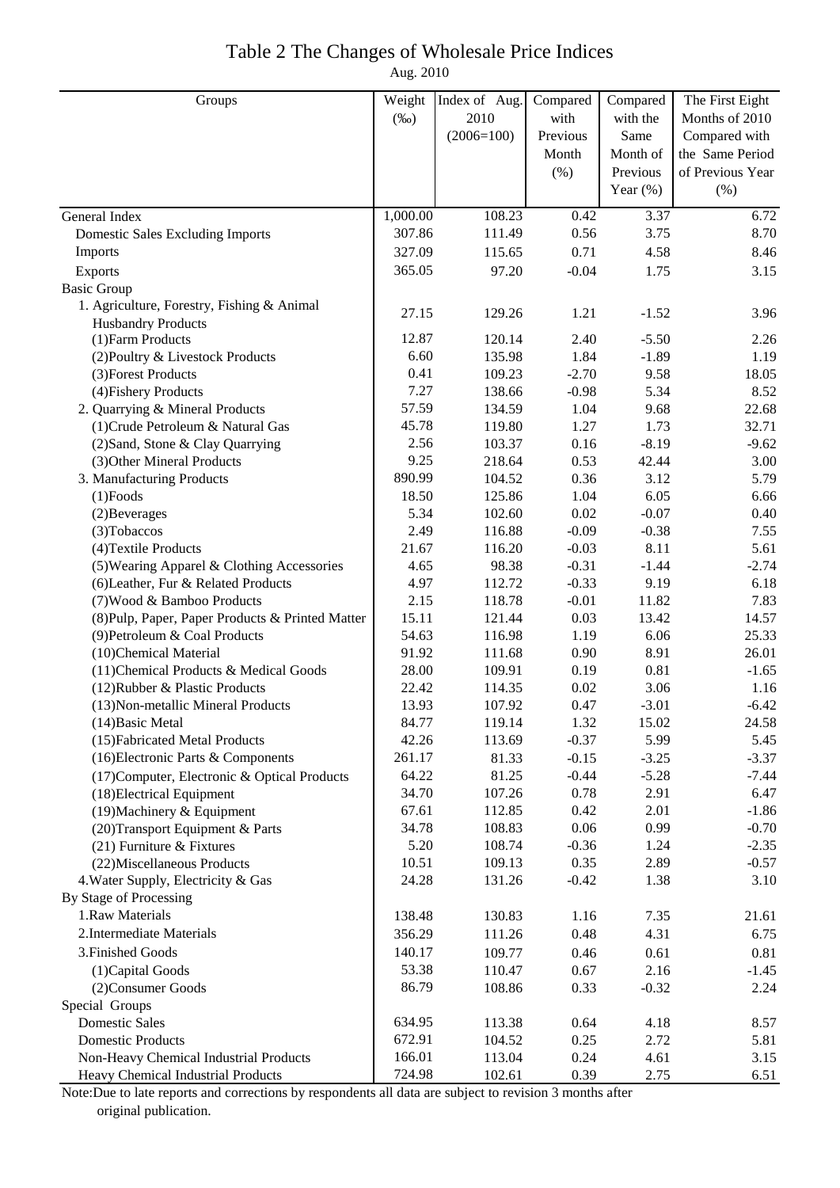# Table 2 The Changes of Wholesale Price Indices

Aug. 2010

| Groups | Weight (‰) | Index of Aug. 2010 (2006=100) | Compared with Previous Month (%) | Compared with the Same Month of Previous Year (%) | The First Eight Months of 2010 Compared with the Same Period of Previous Year (%) |
|---|---|---|---|---|---|
| General Index | 1,000.00 | 108.23 | 0.42 | 3.37 | 6.72 |
| Domestic Sales Excluding Imports | 307.86 | 111.49 | 0.56 | 3.75 | 8.70 |
| Imports | 327.09 | 115.65 | 0.71 | 4.58 | 8.46 |
| Exports | 365.05 | 97.20 | -0.04 | 1.75 | 3.15 |
| Basic Group | | | | | |
| 1. Agriculture, Forestry, Fishing & Animal Husbandry Products | 27.15 | 129.26 | 1.21 | -1.52 | 3.96 |
| (1)Farm Products | 12.87 | 120.14 | 2.40 | -5.50 | 2.26 |
| (2)Poultry & Livestock Products | 6.60 | 135.98 | 1.84 | -1.89 | 1.19 |
| (3)Forest Products | 0.41 | 109.23 | -2.70 | 9.58 | 18.05 |
| (4)Fishery Products | 7.27 | 138.66 | -0.98 | 5.34 | 8.52 |
| 2. Quarrying & Mineral Products | 57.59 | 134.59 | 1.04 | 9.68 | 22.68 |
| (1)Crude Petroleum & Natural Gas | 45.78 | 119.80 | 1.27 | 1.73 | 32.71 |
| (2)Sand, Stone & Clay Quarrying | 2.56 | 103.37 | 0.16 | -8.19 | -9.62 |
| (3)Other Mineral Products | 9.25 | 218.64 | 0.53 | 42.44 | 3.00 |
| 3. Manufacturing Products | 890.99 | 104.52 | 0.36 | 3.12 | 5.79 |
| (1)Foods | 18.50 | 125.86 | 1.04 | 6.05 | 6.66 |
| (2)Beverages | 5.34 | 102.60 | 0.02 | -0.07 | 0.40 |
| (3)Tobaccos | 2.49 | 116.88 | -0.09 | -0.38 | 7.55 |
| (4)Textile Products | 21.67 | 116.20 | -0.03 | 8.11 | 5.61 |
| (5)Wearing Apparel & Clothing Accessories | 4.65 | 98.38 | -0.31 | -1.44 | -2.74 |
| (6)Leather, Fur & Related Products | 4.97 | 112.72 | -0.33 | 9.19 | 6.18 |
| (7)Wood & Bamboo Products | 2.15 | 118.78 | -0.01 | 11.82 | 7.83 |
| (8)Pulp, Paper, Paper Products & Printed Matter | 15.11 | 121.44 | 0.03 | 13.42 | 14.57 |
| (9)Petroleum & Coal Products | 54.63 | 116.98 | 1.19 | 6.06 | 25.33 |
| (10)Chemical Material | 91.92 | 111.68 | 0.90 | 8.91 | 26.01 |
| (11)Chemical Products & Medical Goods | 28.00 | 109.91 | 0.19 | 0.81 | -1.65 |
| (12)Rubber & Plastic Products | 22.42 | 114.35 | 0.02 | 3.06 | 1.16 |
| (13)Non-metallic Mineral Products | 13.93 | 107.92 | 0.47 | -3.01 | -6.42 |
| (14)Basic Metal | 84.77 | 119.14 | 1.32 | 15.02 | 24.58 |
| (15)Fabricated Metal Products | 42.26 | 113.69 | -0.37 | 5.99 | 5.45 |
| (16)Electronic Parts & Components | 261.17 | 81.33 | -0.15 | -3.25 | -3.37 |
| (17)Computer, Electronic & Optical Products | 64.22 | 81.25 | -0.44 | -5.28 | -7.44 |
| (18)Electrical Equipment | 34.70 | 107.26 | 0.78 | 2.91 | 6.47 |
| (19)Machinery & Equipment | 67.61 | 112.85 | 0.42 | 2.01 | -1.86 |
| (20)Transport Equipment & Parts | 34.78 | 108.83 | 0.06 | 0.99 | -0.70 |
| (21) Furniture & Fixtures | 5.20 | 108.74 | -0.36 | 1.24 | -2.35 |
| (22)Miscellaneous Products | 10.51 | 109.13 | 0.35 | 2.89 | -0.57 |
| 4.Water Supply, Electricity & Gas | 24.28 | 131.26 | -0.42 | 1.38 | 3.10 |
| By Stage of Processing | | | | | |
| 1.Raw Materials | 138.48 | 130.83 | 1.16 | 7.35 | 21.61 |
| 2.Intermediate Materials | 356.29 | 111.26 | 0.48 | 4.31 | 6.75 |
| 3.Finished Goods | 140.17 | 109.77 | 0.46 | 0.61 | 0.81 |
| (1)Capital Goods | 53.38 | 110.47 | 0.67 | 2.16 | -1.45 |
| (2)Consumer Goods | 86.79 | 108.86 | 0.33 | -0.32 | 2.24 |
| Special Groups | | | | | |
| Domestic Sales | 634.95 | 113.38 | 0.64 | 4.18 | 8.57 |
| Domestic Products | 672.91 | 104.52 | 0.25 | 2.72 | 5.81 |
| Non-Heavy Chemical Industrial Products | 166.01 | 113.04 | 0.24 | 4.61 | 3.15 |
| Heavy Chemical Industrial Products | 724.98 | 102.61 | 0.39 | 2.75 | 6.51 |

Note:Due to late reports and corrections by respondents all data are subject to revision 3 months after original publication.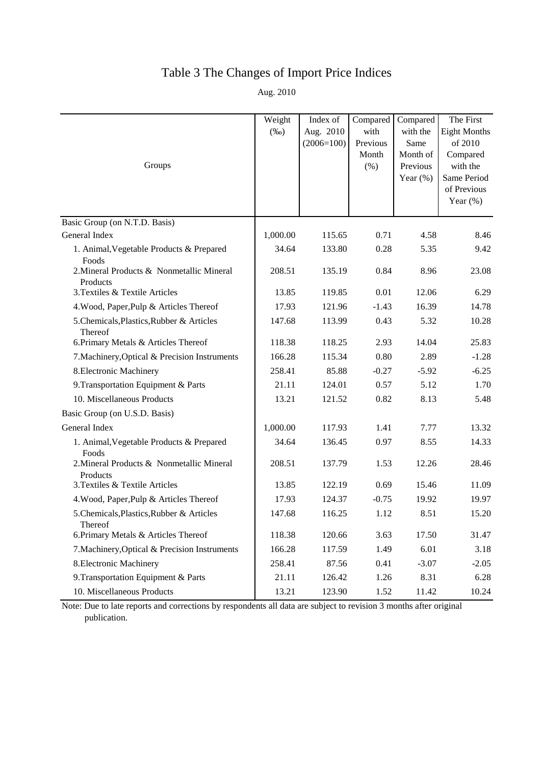# Table 3 The Changes of Import Price Indices

Aug. 2010

| Groups | Weight (‰) | Index of Aug. 2010 (2006=100) | Compared with Previous Month (%) | Compared with the Same Month of Previous Year (%) | The First Eight Months of 2010 Compared with the Same Period of Previous Year (%) |
|---|---|---|---|---|---|
| Basic Group (on N.T.D. Basis) | | | | | |
| General Index | 1,000.00 | 115.65 | 0.71 | 4.58 | 8.46 |
| 1. Animal,Vegetable Products & Prepared Foods | 34.64 | 133.80 | 0.28 | 5.35 | 9.42 |
| 2.Mineral Products & Nonmetallic Mineral Products | 208.51 | 135.19 | 0.84 | 8.96 | 23.08 |
| 3.Textiles & Textile Articles | 13.85 | 119.85 | 0.01 | 12.06 | 6.29 |
| 4.Wood, Paper,Pulp & Articles Thereof | 17.93 | 121.96 | -1.43 | 16.39 | 14.78 |
| 5.Chemicals,Plastics,Rubber & Articles Thereof | 147.68 | 113.99 | 0.43 | 5.32 | 10.28 |
| 6.Primary Metals & Articles Thereof | 118.38 | 118.25 | 2.93 | 14.04 | 25.83 |
| 7.Machinery,Optical & Precision Instruments | 166.28 | 115.34 | 0.80 | 2.89 | -1.28 |
| 8.Electronic Machinery | 258.41 | 85.88 | -0.27 | -5.92 | -6.25 |
| 9.Transportation Equipment & Parts | 21.11 | 124.01 | 0.57 | 5.12 | 1.70 |
| 10. Miscellaneous Products | 13.21 | 121.52 | 0.82 | 8.13 | 5.48 |
| Basic Group (on U.S.D. Basis) | | | | | |
| General Index | 1,000.00 | 117.93 | 1.41 | 7.77 | 13.32 |
| 1. Animal,Vegetable Products & Prepared Foods | 34.64 | 136.45 | 0.97 | 8.55 | 14.33 |
| 2.Mineral Products & Nonmetallic Mineral Products | 208.51 | 137.79 | 1.53 | 12.26 | 28.46 |
| 3.Textiles & Textile Articles | 13.85 | 122.19 | 0.69 | 15.46 | 11.09 |
| 4.Wood, Paper,Pulp & Articles Thereof | 17.93 | 124.37 | -0.75 | 19.92 | 19.97 |
| 5.Chemicals,Plastics,Rubber & Articles Thereof | 147.68 | 116.25 | 1.12 | 8.51 | 15.20 |
| 6.Primary Metals & Articles Thereof | 118.38 | 120.66 | 3.63 | 17.50 | 31.47 |
| 7.Machinery,Optical & Precision Instruments | 166.28 | 117.59 | 1.49 | 6.01 | 3.18 |
| 8.Electronic Machinery | 258.41 | 87.56 | 0.41 | -3.07 | -2.05 |
| 9.Transportation Equipment & Parts | 21.11 | 126.42 | 1.26 | 8.31 | 6.28 |
| 10. Miscellaneous Products | 13.21 | 123.90 | 1.52 | 11.42 | 10.24 |

Note: Due to late reports and corrections by respondents all data are subject to revision 3 months after original publication.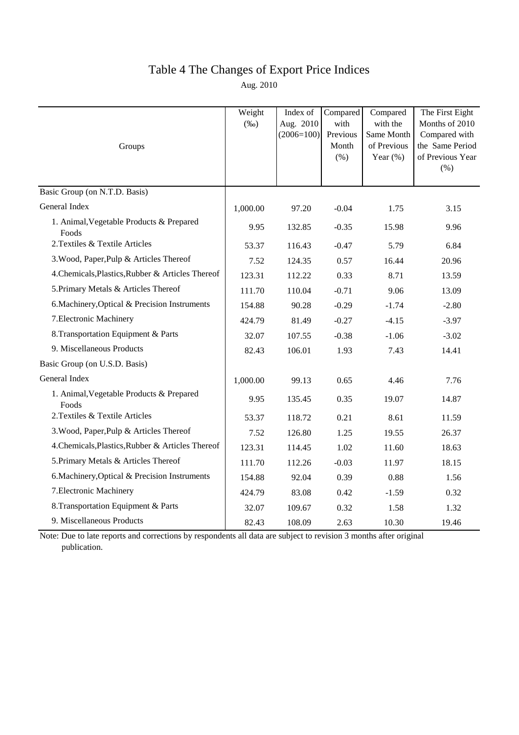# Table 4 The Changes of Export Price Indices

Aug. 2010

| Groups | Weight (‰) | Index of Aug. 2010 (2006=100) | Compared with Previous Month (%) | Compared with the Same Month of Previous Year (%) | The First Eight Months of 2010 Compared with the Same Period of Previous Year (%) |
|---|---|---|---|---|---|
| Basic Group (on N.T.D. Basis) | | | | | |
| General Index | 1,000.00 | 97.20 | -0.04 | 1.75 | 3.15 |
| 1. Animal,Vegetable Products & Prepared Foods | 9.95 | 132.85 | -0.35 | 15.98 | 9.96 |
| 2.Textiles & Textile Articles | 53.37 | 116.43 | -0.47 | 5.79 | 6.84 |
| 3.Wood, Paper,Pulp & Articles Thereof | 7.52 | 124.35 | 0.57 | 16.44 | 20.96 |
| 4.Chemicals,Plastics,Rubber & Articles Thereof | 123.31 | 112.22 | 0.33 | 8.71 | 13.59 |
| 5.Primary Metals & Articles Thereof | 111.70 | 110.04 | -0.71 | 9.06 | 13.09 |
| 6.Machinery,Optical & Precision Instruments | 154.88 | 90.28 | -0.29 | -1.74 | -2.80 |
| 7.Electronic Machinery | 424.79 | 81.49 | -0.27 | -4.15 | -3.97 |
| 8.Transportation Equipment & Parts | 32.07 | 107.55 | -0.38 | -1.06 | -3.02 |
| 9. Miscellaneous Products | 82.43 | 106.01 | 1.93 | 7.43 | 14.41 |
| Basic Group (on U.S.D. Basis) | | | | | |
| General Index | 1,000.00 | 99.13 | 0.65 | 4.46 | 7.76 |
| 1. Animal,Vegetable Products & Prepared Foods | 9.95 | 135.45 | 0.35 | 19.07 | 14.87 |
| 2.Textiles & Textile Articles | 53.37 | 118.72 | 0.21 | 8.61 | 11.59 |
| 3.Wood, Paper,Pulp & Articles Thereof | 7.52 | 126.80 | 1.25 | 19.55 | 26.37 |
| 4.Chemicals,Plastics,Rubber & Articles Thereof | 123.31 | 114.45 | 1.02 | 11.60 | 18.63 |
| 5.Primary Metals & Articles Thereof | 111.70 | 112.26 | -0.03 | 11.97 | 18.15 |
| 6.Machinery,Optical & Precision Instruments | 154.88 | 92.04 | 0.39 | 0.88 | 1.56 |
| 7.Electronic Machinery | 424.79 | 83.08 | 0.42 | -1.59 | 0.32 |
| 8.Transportation Equipment & Parts | 32.07 | 109.67 | 0.32 | 1.58 | 1.32 |
| 9. Miscellaneous Products | 82.43 | 108.09 | 2.63 | 10.30 | 19.46 |

Note: Due to late reports and corrections by respondents all data are subject to revision 3 months after original publication.